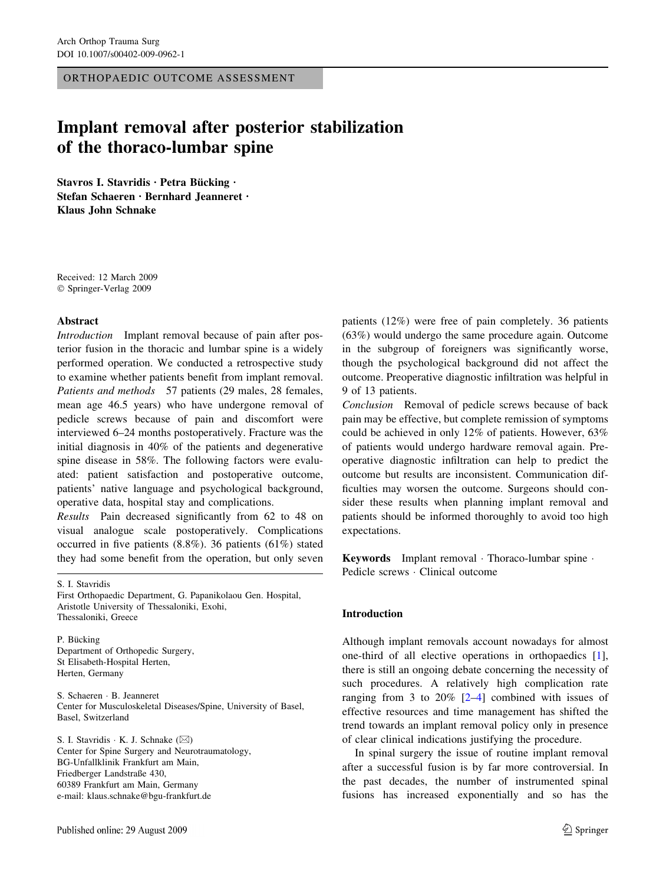ORTHOPAEDIC OUTCOME ASSESSMENT

# Implant removal after posterior stabilization of the thoraco-lumbar spine

**Stavros I. Stavridis · Petra Bücking · Stefan Schaeren · Bernhard Jeanneret · Klaus John Schnake**

Received: 12 March 2009
© Springer-Verlag 2009

## Abstract

*Introduction* Implant removal because of pain after posterior fusion in the thoracic and lumbar spine is a widely performed operation. We conducted a retrospective study to examine whether patients benefit from implant removal.
*Patients and methods* 57 patients (29 males, 28 females, mean age 46.5 years) who have undergone removal of pedicle screws because of pain and discomfort were interviewed 6–24 months postoperatively. Fracture was the initial diagnosis in 40% of the patients and degenerative spine disease in 58%. The following factors were evaluated: patient satisfaction and postoperative outcome, patients' native language and psychological background, operative data, hospital stay and complications.
*Results* Pain decreased significantly from 62 to 48 on visual analogue scale postoperatively. Complications occurred in five patients (8.8%). 36 patients (61%) stated they had some benefit from the operation, but only seven patients (12%) were free of pain completely. 36 patients (63%) would undergo the same procedure again. Outcome in the subgroup of foreigners was significantly worse, though the psychological background did not affect the outcome. Preoperative diagnostic infiltration was helpful in 9 of 13 patients.
*Conclusion* Removal of pedicle screws because of back pain may be effective, but complete remission of symptoms could be achieved in only 12% of patients. However, 63% of patients would undergo hardware removal again. Preoperative diagnostic infiltration can help to predict the outcome but results are inconsistent. Communication difficulties may worsen the outcome. Surgeons should consider these results when planning implant removal and patients should be informed thoroughly to avoid too high expectations.

**Keywords** Implant removal · Thoraco-lumbar spine · Pedicle screws · Clinical outcome

S. I. Stavridis
First Orthopaedic Department, G. Papanikolaou Gen. Hospital, Aristotle University of Thessaloniki, Exohi, Thessaloniki, Greece

P. Bücking
Department of Orthopedic Surgery, St Elisabeth-Hospital Herten, Herten, Germany

S. Schaeren · B. Jeanneret
Center for Musculoskeletal Diseases/Spine, University of Basel, Basel, Switzerland

S. I. Stavridis · K. J. Schnake (✉)
Center for Spine Surgery and Neurotraumatology, BG-Unfallklinik Frankfurt am Main, Friedberger Landstraße 430, 60389 Frankfurt am Main, Germany
e-mail: klaus.schnake@bgu-frankfurt.de

## Introduction

Although implant removals account nowadays for almost one-third of all elective operations in orthopaedics [1], there is still an ongoing debate concerning the necessity of such procedures. A relatively high complication rate ranging from 3 to 20% [2–4] combined with issues of effective resources and time management has shifted the trend towards an implant removal policy only in presence of clear clinical indications justifying the procedure.

In spinal surgery the issue of routine implant removal after a successful fusion is by far more controversial. In the past decades, the number of instrumented spinal fusions has increased exponentially and so has the

Published online: 29 August 2009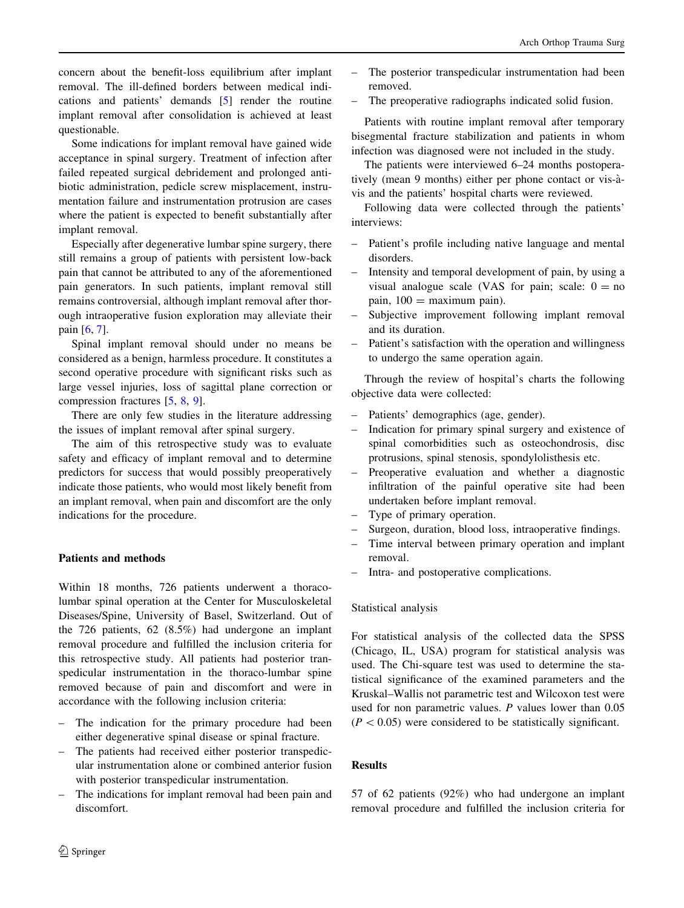concern about the benefit-loss equilibrium after implant removal. The ill-defined borders between medical indications and patients' demands [5] render the routine implant removal after consolidation is achieved at least questionable.

Some indications for implant removal have gained wide acceptance in spinal surgery. Treatment of infection after failed repeated surgical debridement and prolonged antibiotic administration, pedicle screw misplacement, instrumentation failure and instrumentation protrusion are cases where the patient is expected to benefit substantially after implant removal.

Especially after degenerative lumbar spine surgery, there still remains a group of patients with persistent low-back pain that cannot be attributed to any of the aforementioned pain generators. In such patients, implant removal still remains controversial, although implant removal after thorough intraoperative fusion exploration may alleviate their pain [6, 7].

Spinal implant removal should under no means be considered as a benign, harmless procedure. It constitutes a second operative procedure with significant risks such as large vessel injuries, loss of sagittal plane correction or compression fractures [5, 8, 9].

There are only few studies in the literature addressing the issues of implant removal after spinal surgery.

The aim of this retrospective study was to evaluate safety and efficacy of implant removal and to determine predictors for success that would possibly preoperatively indicate those patients, who would most likely benefit from an implant removal, when pain and discomfort are the only indications for the procedure.

## Patients and methods

Within 18 months, 726 patients underwent a thoraco-lumbar spinal operation at the Center for Musculoskeletal Diseases/Spine, University of Basel, Switzerland. Out of the 726 patients, 62 (8.5%) had undergone an implant removal procedure and fulfilled the inclusion criteria for this retrospective study. All patients had posterior transpedicular instrumentation in the thoraco-lumbar spine removed because of pain and discomfort and were in accordance with the following inclusion criteria:

- The indication for the primary procedure had been either degenerative spinal disease or spinal fracture.
- The patients had received either posterior transpedicular instrumentation alone or combined anterior fusion with posterior transpedicular instrumentation.
- The indications for implant removal had been pain and discomfort.
- The posterior transpedicular instrumentation had been removed.
- The preoperative radiographs indicated solid fusion.

Patients with routine implant removal after temporary bisegmental fracture stabilization and patients in whom infection was diagnosed were not included in the study.

The patients were interviewed 6–24 months postoperatively (mean 9 months) either per phone contact or vis-à-vis and the patients' hospital charts were reviewed.

Following data were collected through the patients' interviews:

- Patient's profile including native language and mental disorders.
- Intensity and temporal development of pain, by using a visual analogue scale (VAS for pain; scale: 0 = no pain, 100 = maximum pain).
- Subjective improvement following implant removal and its duration.
- Patient's satisfaction with the operation and willingness to undergo the same operation again.

Through the review of hospital's charts the following objective data were collected:

- Patients' demographics (age, gender).
- Indication for primary spinal surgery and existence of spinal comorbidities such as osteochondrosis, disc protrusions, spinal stenosis, spondylolisthesis etc.
- Preoperative evaluation and whether a diagnostic infiltration of the painful operative site had been undertaken before implant removal.
- Type of primary operation.
- Surgeon, duration, blood loss, intraoperative findings.
- Time interval between primary operation and implant removal.
- Intra- and postoperative complications.

### Statistical analysis

For statistical analysis of the collected data the SPSS (Chicago, IL, USA) program for statistical analysis was used. The Chi-square test was used to determine the statistical significance of the examined parameters and the Kruskal–Wallis not parametric test and Wilcoxon test were used for non parametric values. $P$ values lower than 0.05 ($P < 0.05$) were considered to be statistically significant.

## Results

57 of 62 patients (92%) who had undergone an implant removal procedure and fulfilled the inclusion criteria for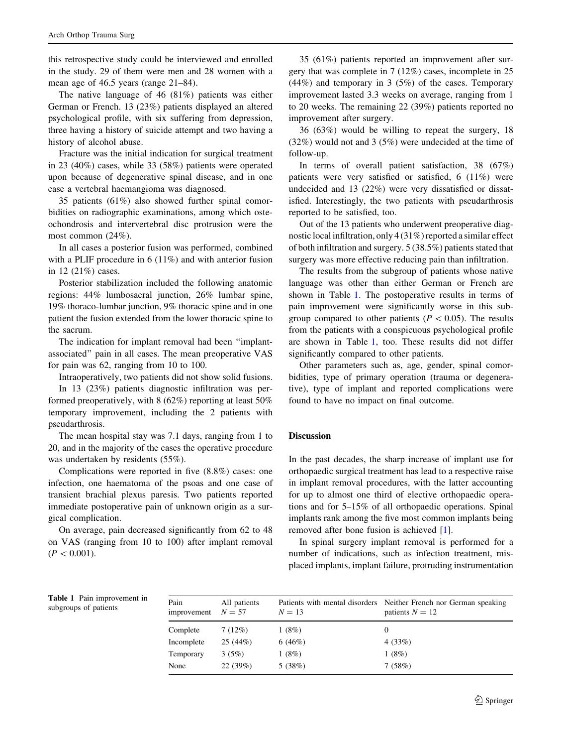this retrospective study could be interviewed and enrolled in the study. 29 of them were men and 28 women with a mean age of 46.5 years (range 21–84).

The native language of 46 (81%) patients was either German or French. 13 (23%) patients displayed an altered psychological profile, with six suffering from depression, three having a history of suicide attempt and two having a history of alcohol abuse.

Fracture was the initial indication for surgical treatment in 23 (40%) cases, while 33 (58%) patients were operated upon because of degenerative spinal disease, and in one case a vertebral haemangioma was diagnosed.

35 patients (61%) also showed further spinal comorbidities on radiographic examinations, among which osteochondrosis and intervertebral disc protrusion were the most common (24%).

In all cases a posterior fusion was performed, combined with a PLIF procedure in 6 (11%) and with anterior fusion in 12 (21%) cases.

Posterior stabilization included the following anatomic regions: 44% lumbosacral junction, 26% lumbar spine, 19% thoraco-lumbar junction, 9% thoracic spine and in one patient the fusion extended from the lower thoracic spine to the sacrum.

The indication for implant removal had been "implant-associated" pain in all cases. The mean preoperative VAS for pain was 62, ranging from 10 to 100.

Intraoperatively, two patients did not show solid fusions.

In 13 (23%) patients diagnostic infiltration was performed preoperatively, with 8 (62%) reporting at least 50% temporary improvement, including the 2 patients with pseudarthrosis.

The mean hospital stay was 7.1 days, ranging from 1 to 20, and in the majority of the cases the operative procedure was undertaken by residents (55%).

Complications were reported in five (8.8%) cases: one infection, one haematoma of the psoas and one case of transient brachial plexus paresis. Two patients reported immediate postoperative pain of unknown origin as a surgical complication.

On average, pain decreased significantly from 62 to 48 on VAS (ranging from 10 to 100) after implant removal ($P < 0.001$).

35 (61%) patients reported an improvement after surgery that was complete in 7 (12%) cases, incomplete in 25 (44%) and temporary in 3 (5%) of the cases. Temporary improvement lasted 3.3 weeks on average, ranging from 1 to 20 weeks. The remaining 22 (39%) patients reported no improvement after surgery.

36 (63%) would be willing to repeat the surgery, 18 (32%) would not and 3 (5%) were undecided at the time of follow-up.

In terms of overall patient satisfaction, 38 (67%) patients were very satisfied or satisfied, 6 (11%) were undecided and 13 (22%) were very dissatisfied or dissatisfied. Interestingly, the two patients with pseudarthrosis reported to be satisfied, too.

Out of the 13 patients who underwent preoperative diagnostic local infiltration, only 4 (31%) reported a similar effect of both infiltration and surgery. 5 (38.5%) patients stated that surgery was more effective reducing pain than infiltration.

The results from the subgroup of patients whose native language was other than either German or French are shown in Table 1. The postoperative results in terms of pain improvement were significantly worse in this subgroup compared to other patients ($P < 0.05$). The results from the patients with a conspicuous psychological profile are shown in Table 1, too. These results did not differ significantly compared to other patients.

Other parameters such as, age, gender, spinal comorbidities, type of primary operation (trauma or degenerative), type of implant and reported complications were found to have no impact on final outcome.

## Discussion

In the past decades, the sharp increase of implant use for orthopaedic surgical treatment has lead to a respective raise in implant removal procedures, with the latter accounting for up to almost one third of elective orthopaedic operations and for 5–15% of all orthopaedic operations. Spinal implants rank among the five most common implants being removed after bone fusion is achieved [1].

In spinal surgery implant removal is performed for a number of indications, such as infection treatment, misplaced implants, implant failure, protruding instrumentation

**Table 1** Pain improvement in subgroups of patients

| Pain improvement | All patients $N = 57$ | Patients with mental disorders $N = 13$ | Neither French nor German speaking patients $N = 12$ |
|---|---|---|---|
| Complete | 7 (12%) | 1 (8%) | 0 |
| Incomplete | 25 (44%) | 6 (46%) | 4 (33%) |
| Temporary | 3 (5%) | 1 (8%) | 1 (8%) |
| None | 22 (39%) | 5 (38%) | 7 (58%) |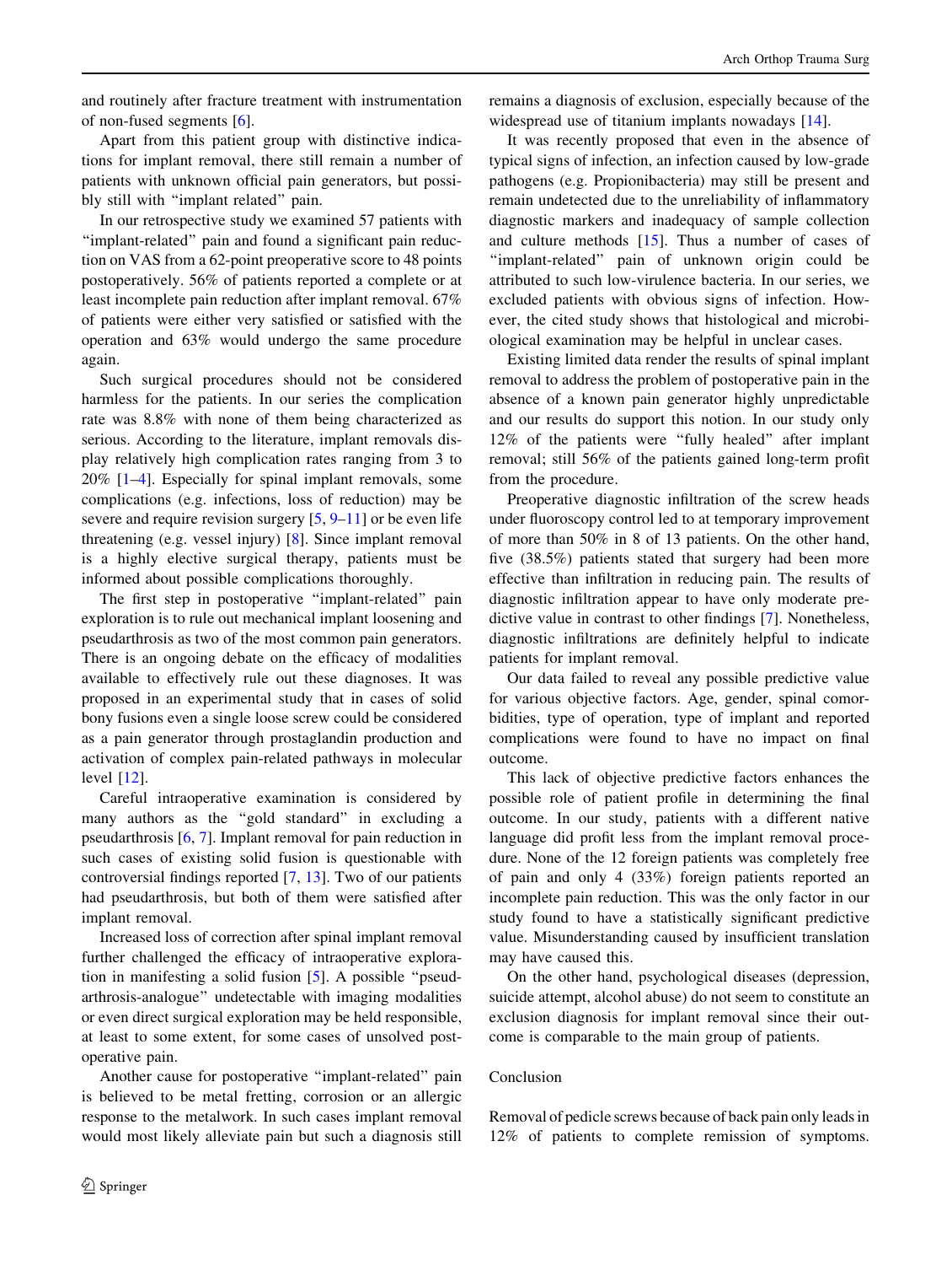and routinely after fracture treatment with instrumentation of non-fused segments [6].

Apart from this patient group with distinctive indications for implant removal, there still remain a number of patients with unknown official pain generators, but possibly still with "implant related" pain.

In our retrospective study we examined 57 patients with "implant-related" pain and found a significant pain reduction on VAS from a 62-point preoperative score to 48 points postoperatively. 56% of patients reported a complete or at least incomplete pain reduction after implant removal. 67% of patients were either very satisfied or satisfied with the operation and 63% would undergo the same procedure again.

Such surgical procedures should not be considered harmless for the patients. In our series the complication rate was 8.8% with none of them being characterized as serious. According to the literature, implant removals display relatively high complication rates ranging from 3 to 20% [1–4]. Especially for spinal implant removals, some complications (e.g. infections, loss of reduction) may be severe and require revision surgery [5, 9–11] or be even life threatening (e.g. vessel injury) [8]. Since implant removal is a highly elective surgical therapy, patients must be informed about possible complications thoroughly.

The first step in postoperative "implant-related" pain exploration is to rule out mechanical implant loosening and pseudarthrosis as two of the most common pain generators. There is an ongoing debate on the efficacy of modalities available to effectively rule out these diagnoses. It was proposed in an experimental study that in cases of solid bony fusions even a single loose screw could be considered as a pain generator through prostaglandin production and activation of complex pain-related pathways in molecular level [12].

Careful intraoperative examination is considered by many authors as the "gold standard" in excluding a pseudarthrosis [6, 7]. Implant removal for pain reduction in such cases of existing solid fusion is questionable with controversial findings reported [7, 13]. Two of our patients had pseudarthrosis, but both of them were satisfied after implant removal.

Increased loss of correction after spinal implant removal further challenged the efficacy of intraoperative exploration in manifesting a solid fusion [5]. A possible "pseudarthrosis-analogue" undetectable with imaging modalities or even direct surgical exploration may be held responsible, at least to some extent, for some cases of unsolved postoperative pain.

Another cause for postoperative "implant-related" pain is believed to be metal fretting, corrosion or an allergic response to the metalwork. In such cases implant removal would most likely alleviate pain but such a diagnosis still remains a diagnosis of exclusion, especially because of the widespread use of titanium implants nowadays [14].

It was recently proposed that even in the absence of typical signs of infection, an infection caused by low-grade pathogens (e.g. Propionibacteria) may still be present and remain undetected due to the unreliability of inflammatory diagnostic markers and inadequacy of sample collection and culture methods [15]. Thus a number of cases of "implant-related" pain of unknown origin could be attributed to such low-virulence bacteria. In our series, we excluded patients with obvious signs of infection. However, the cited study shows that histological and microbiological examination may be helpful in unclear cases.

Existing limited data render the results of spinal implant removal to address the problem of postoperative pain in the absence of a known pain generator highly unpredictable and our results do support this notion. In our study only 12% of the patients were "fully healed" after implant removal; still 56% of the patients gained long-term profit from the procedure.

Preoperative diagnostic infiltration of the screw heads under fluoroscopy control led to at temporary improvement of more than 50% in 8 of 13 patients. On the other hand, five (38.5%) patients stated that surgery had been more effective than infiltration in reducing pain. The results of diagnostic infiltration appear to have only moderate predictive value in contrast to other findings [7]. Nonetheless, diagnostic infiltrations are definitely helpful to indicate patients for implant removal.

Our data failed to reveal any possible predictive value for various objective factors. Age, gender, spinal comorbidities, type of operation, type of implant and reported complications were found to have no impact on final outcome.

This lack of objective predictive factors enhances the possible role of patient profile in determining the final outcome. In our study, patients with a different native language did profit less from the implant removal procedure. None of the 12 foreign patients was completely free of pain and only 4 (33%) foreign patients reported an incomplete pain reduction. This was the only factor in our study found to have a statistically significant predictive value. Misunderstanding caused by insufficient translation may have caused this.

On the other hand, psychological diseases (depression, suicide attempt, alcohol abuse) do not seem to constitute an exclusion diagnosis for implant removal since their outcome is comparable to the main group of patients.

## Conclusion

Removal of pedicle screws because of back pain only leads in 12% of patients to complete remission of symptoms.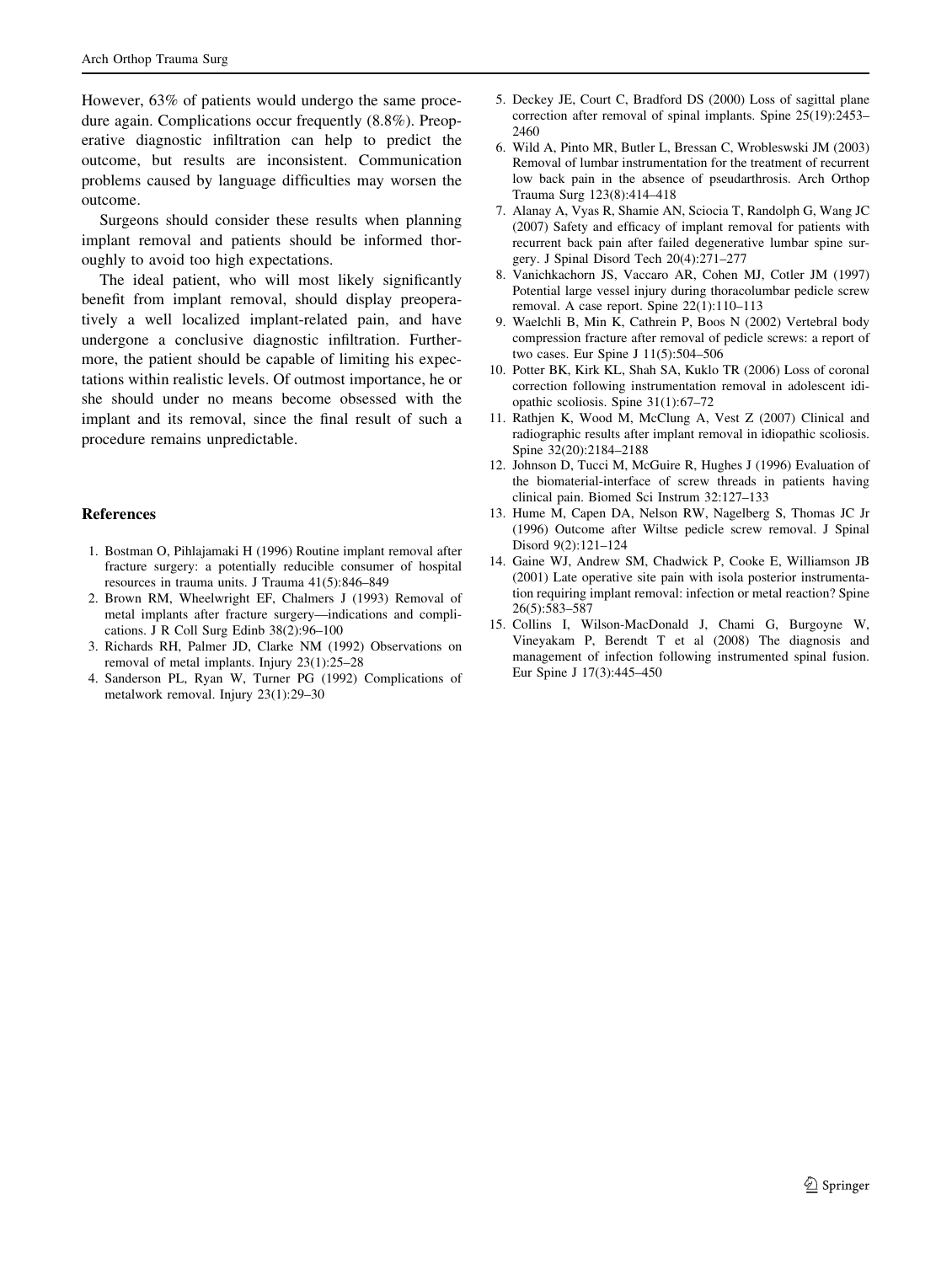However, 63% of patients would undergo the same procedure again. Complications occur frequently (8.8%). Preoperative diagnostic infiltration can help to predict the outcome, but results are inconsistent. Communication problems caused by language difficulties may worsen the outcome.

Surgeons should consider these results when planning implant removal and patients should be informed thoroughly to avoid too high expectations.

The ideal patient, who will most likely significantly benefit from implant removal, should display preoperatively a well localized implant-related pain, and have undergone a conclusive diagnostic infiltration. Furthermore, the patient should be capable of limiting his expectations within realistic levels. Of outmost importance, he or she should under no means become obsessed with the implant and its removal, since the final result of such a procedure remains unpredictable.

## References

1. Bostman O, Pihlajamaki H (1996) Routine implant removal after fracture surgery: a potentially reducible consumer of hospital resources in trauma units. J Trauma 41(5):846–849
2. Brown RM, Wheelwright EF, Chalmers J (1993) Removal of metal implants after fracture surgery—indications and complications. J R Coll Surg Edinb 38(2):96–100
3. Richards RH, Palmer JD, Clarke NM (1992) Observations on removal of metal implants. Injury 23(1):25–28
4. Sanderson PL, Ryan W, Turner PG (1992) Complications of metalwork removal. Injury 23(1):29–30
5. Deckey JE, Court C, Bradford DS (2000) Loss of sagittal plane correction after removal of spinal implants. Spine 25(19):2453–2460
6. Wild A, Pinto MR, Butler L, Bressan C, Wrobleswski JM (2003) Removal of lumbar instrumentation for the treatment of recurrent low back pain in the absence of pseudarthrosis. Arch Orthop Trauma Surg 123(8):414–418
7. Alanay A, Vyas R, Shamie AN, Sciocia T, Randolph G, Wang JC (2007) Safety and efficacy of implant removal for patients with recurrent back pain after failed degenerative lumbar spine surgery. J Spinal Disord Tech 20(4):271–277
8. Vanichkachorn JS, Vaccaro AR, Cohen MJ, Cotler JM (1997) Potential large vessel injury during thoracolumbar pedicle screw removal. A case report. Spine 22(1):110–113
9. Waelchli B, Min K, Cathrein P, Boos N (2002) Vertebral body compression fracture after removal of pedicle screws: a report of two cases. Eur Spine J 11(5):504–506
10. Potter BK, Kirk KL, Shah SA, Kuklo TR (2006) Loss of coronal correction following instrumentation removal in adolescent idiopathic scoliosis. Spine 31(1):67–72
11. Rathjen K, Wood M, McClung A, Vest Z (2007) Clinical and radiographic results after implant removal in idiopathic scoliosis. Spine 32(20):2184–2188
12. Johnson D, Tucci M, McGuire R, Hughes J (1996) Evaluation of the biomaterial-interface of screw threads in patients having clinical pain. Biomed Sci Instrum 32:127–133
13. Hume M, Capen DA, Nelson RW, Nagelberg S, Thomas JC Jr (1996) Outcome after Wiltse pedicle screw removal. J Spinal Disord 9(2):121–124
14. Gaine WJ, Andrew SM, Chadwick P, Cooke E, Williamson JB (2001) Late operative site pain with isola posterior instrumentation requiring implant removal: infection or metal reaction? Spine 26(5):583–587
15. Collins I, Wilson-MacDonald J, Chami G, Burgoyne W, Vineyakam P, Berendt T et al (2008) The diagnosis and management of infection following instrumented spinal fusion. Eur Spine J 17(3):445–450